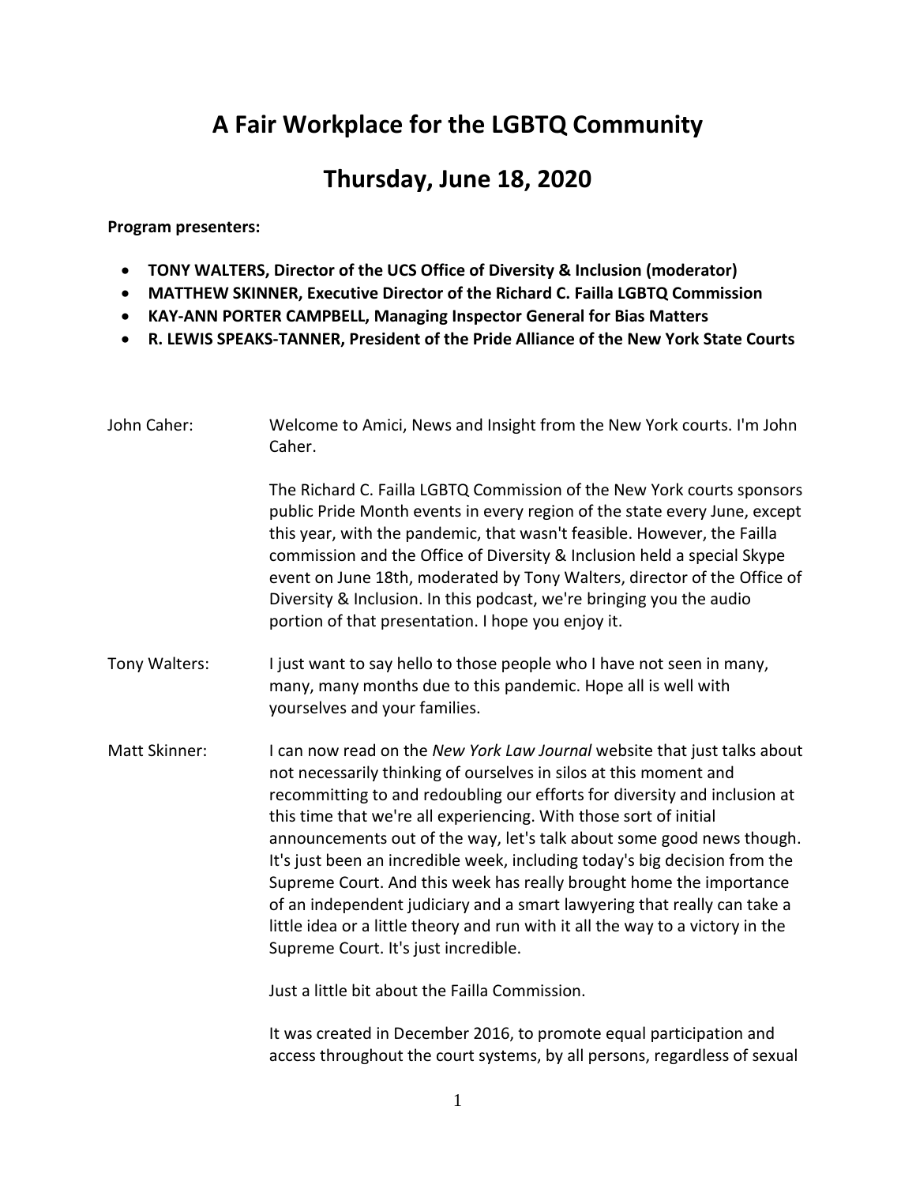# A Fair Workplace for the LGBTQ Community

## Thursday, June 18, 2020

**Program presenters:**

- **TONY WALTERS, Director of the UCS Office of Diversity & Inclusion (moderator)**
- **MATTHEW SKINNER, Executive Director of the Richard C. Failla LGBTQ Commission**
- **KAY-ANN PORTER CAMPBELL, Managing Inspector General for Bias Matters**
- **R. LEWIS SPEAKS-TANNER, President of the Pride Alliance of the New York State Courts**

John Caher: Welcome to Amici, News and Insight from the New York courts. I'm John Caher.

The Richard C. Failla LGBTQ Commission of the New York courts sponsors public Pride Month events in every region of the state every June, except this year, with the pandemic, that wasn't feasible. However, the Failla commission and the Office of Diversity & Inclusion held a special Skype event on June 18th, moderated by Tony Walters, director of the Office of Diversity & Inclusion. In this podcast, we're bringing you the audio portion of that presentation. I hope you enjoy it.

Tony Walters: I just want to say hello to those people who I have not seen in many, many, many months due to this pandemic. Hope all is well with yourselves and your families.

Matt Skinner: I can now read on the *New York Law Journal* website that just talks about not necessarily thinking of ourselves in silos at this moment and recommitting to and redoubling our efforts for diversity and inclusion at this time that we're all experiencing. With those sort of initial announcements out of the way, let's talk about some good news though. It's just been an incredible week, including today's big decision from the Supreme Court. And this week has really brought home the importance of an independent judiciary and a smart lawyering that really can take a little idea or a little theory and run with it all the way to a victory in the Supreme Court. It's just incredible.

Just a little bit about the Failla Commission.

It was created in December 2016, to promote equal participation and access throughout the court systems, by all persons, regardless of sexual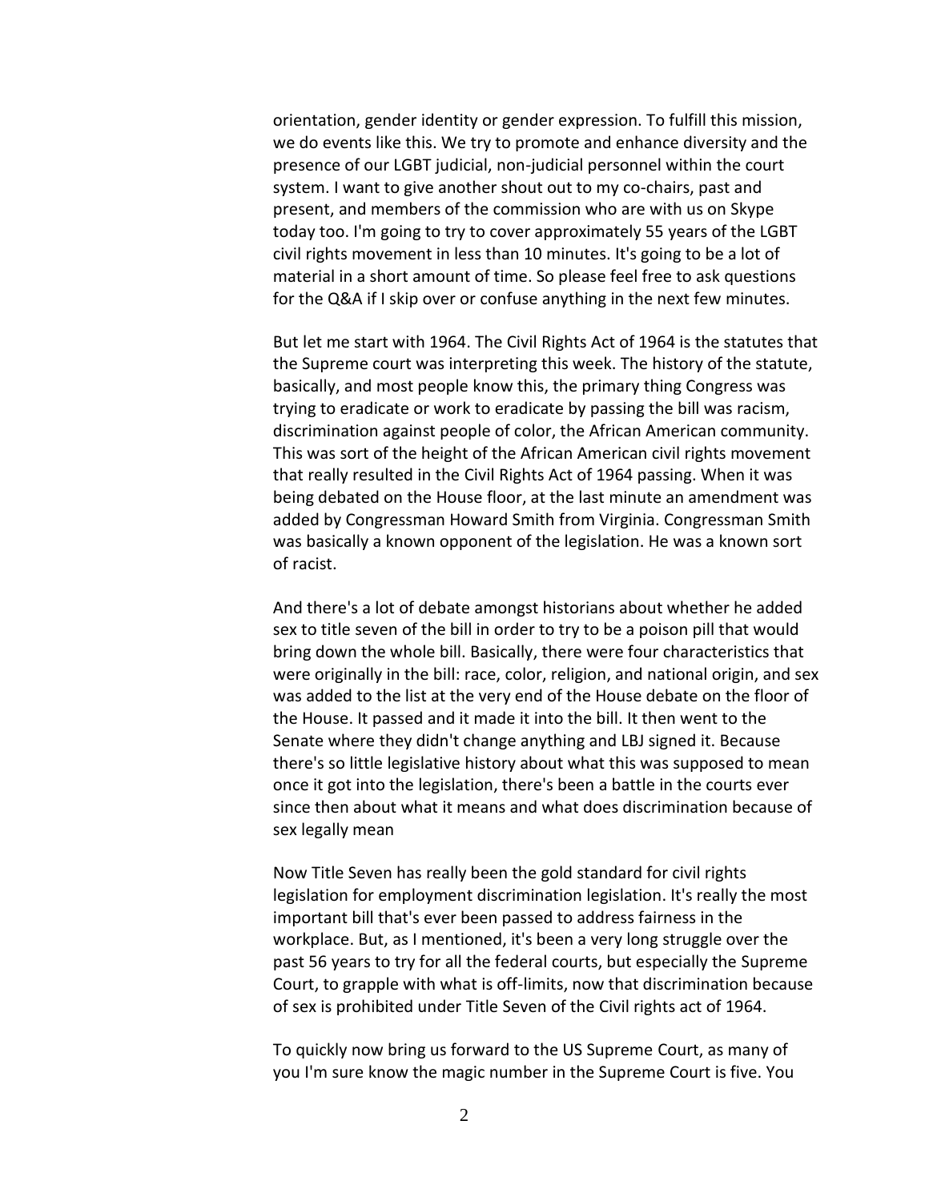orientation, gender identity or gender expression. To fulfill this mission, we do events like this. We try to promote and enhance diversity and the presence of our LGBT judicial, non-judicial personnel within the court system. I want to give another shout out to my co-chairs, past and present, and members of the commission who are with us on Skype today too. I'm going to try to cover approximately 55 years of the LGBT civil rights movement in less than 10 minutes. It's going to be a lot of material in a short amount of time. So please feel free to ask questions for the Q&A if I skip over or confuse anything in the next few minutes.

But let me start with 1964. The Civil Rights Act of 1964 is the statutes that the Supreme court was interpreting this week. The history of the statute, basically, and most people know this, the primary thing Congress was trying to eradicate or work to eradicate by passing the bill was racism, discrimination against people of color, the African American community. This was sort of the height of the African American civil rights movement that really resulted in the Civil Rights Act of 1964 passing. When it was being debated on the House floor, at the last minute an amendment was added by Congressman Howard Smith from Virginia. Congressman Smith was basically a known opponent of the legislation. He was a known sort of racist.

And there's a lot of debate amongst historians about whether he added sex to title seven of the bill in order to try to be a poison pill that would bring down the whole bill. Basically, there were four characteristics that were originally in the bill: race, color, religion, and national origin, and sex was added to the list at the very end of the House debate on the floor of the House. It passed and it made it into the bill. It then went to the Senate where they didn't change anything and LBJ signed it. Because there's so little legislative history about what this was supposed to mean once it got into the legislation, there's been a battle in the courts ever since then about what it means and what does discrimination because of sex legally mean

Now Title Seven has really been the gold standard for civil rights legislation for employment discrimination legislation. It's really the most important bill that's ever been passed to address fairness in the workplace. But, as I mentioned, it's been a very long struggle over the past 56 years to try for all the federal courts, but especially the Supreme Court, to grapple with what is off-limits, now that discrimination because of sex is prohibited under Title Seven of the Civil rights act of 1964.

To quickly now bring us forward to the US Supreme Court, as many of you I'm sure know the magic number in the Supreme Court is five. You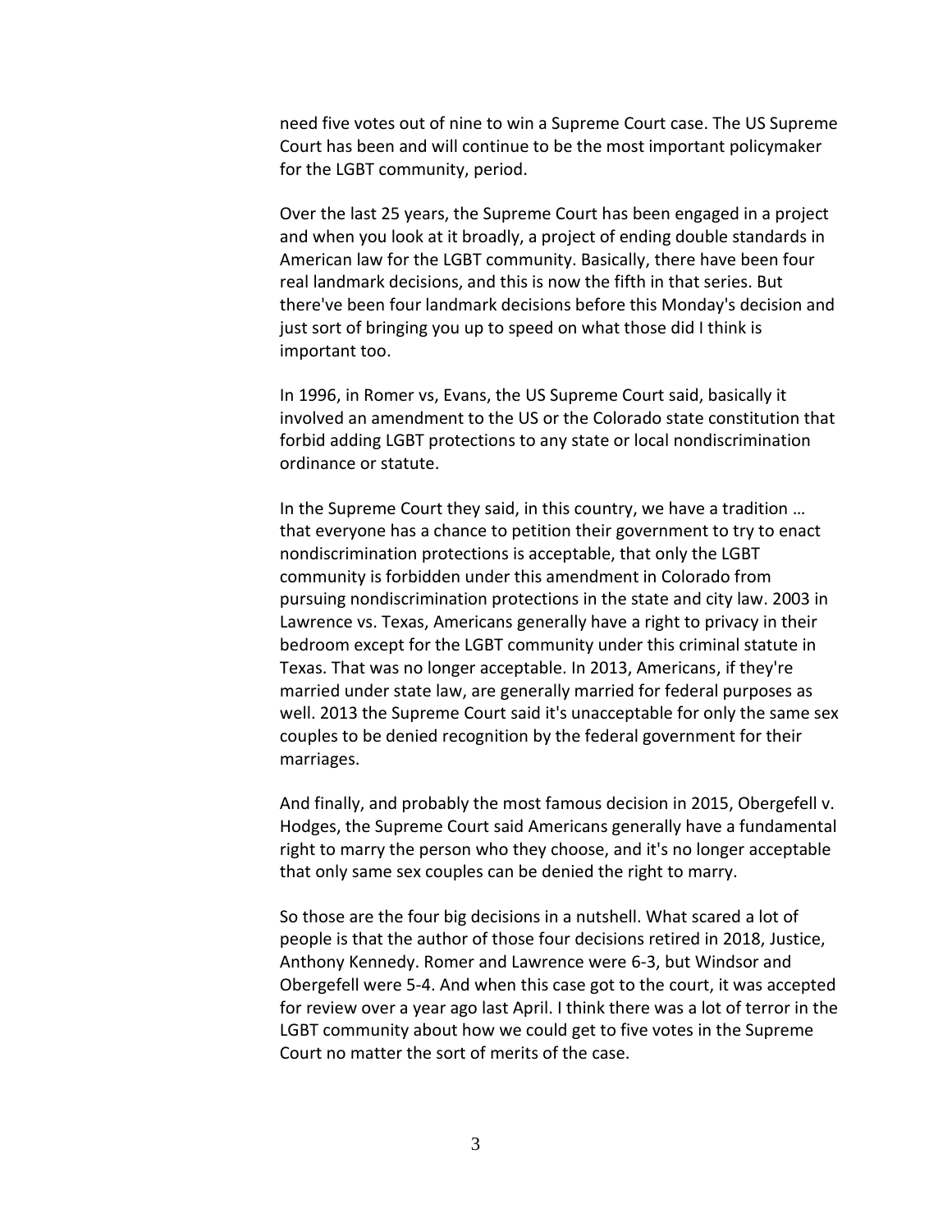need five votes out of nine to win a Supreme Court case. The US Supreme Court has been and will continue to be the most important policymaker for the LGBT community, period.

Over the last 25 years, the Supreme Court has been engaged in a project and when you look at it broadly, a project of ending double standards in American law for the LGBT community. Basically, there have been four real landmark decisions, and this is now the fifth in that series. But there've been four landmark decisions before this Monday's decision and just sort of bringing you up to speed on what those did I think is important too.

In 1996, in Romer vs, Evans, the US Supreme Court said, basically it involved an amendment to the US or the Colorado state constitution that forbid adding LGBT protections to any state or local nondiscrimination ordinance or statute.

In the Supreme Court they said, in this country, we have a tradition … that everyone has a chance to petition their government to try to enact nondiscrimination protections is acceptable, that only the LGBT community is forbidden under this amendment in Colorado from pursuing nondiscrimination protections in the state and city law. 2003 in Lawrence vs. Texas, Americans generally have a right to privacy in their bedroom except for the LGBT community under this criminal statute in Texas. That was no longer acceptable. In 2013, Americans, if they're married under state law, are generally married for federal purposes as well. 2013 the Supreme Court said it's unacceptable for only the same sex couples to be denied recognition by the federal government for their marriages.

And finally, and probably the most famous decision in 2015, Obergefell v. Hodges, the Supreme Court said Americans generally have a fundamental right to marry the person who they choose, and it's no longer acceptable that only same sex couples can be denied the right to marry.

So those are the four big decisions in a nutshell. What scared a lot of people is that the author of those four decisions retired in 2018, Justice, Anthony Kennedy. Romer and Lawrence were 6-3, but Windsor and Obergefell were 5-4. And when this case got to the court, it was accepted for review over a year ago last April. I think there was a lot of terror in the LGBT community about how we could get to five votes in the Supreme Court no matter the sort of merits of the case.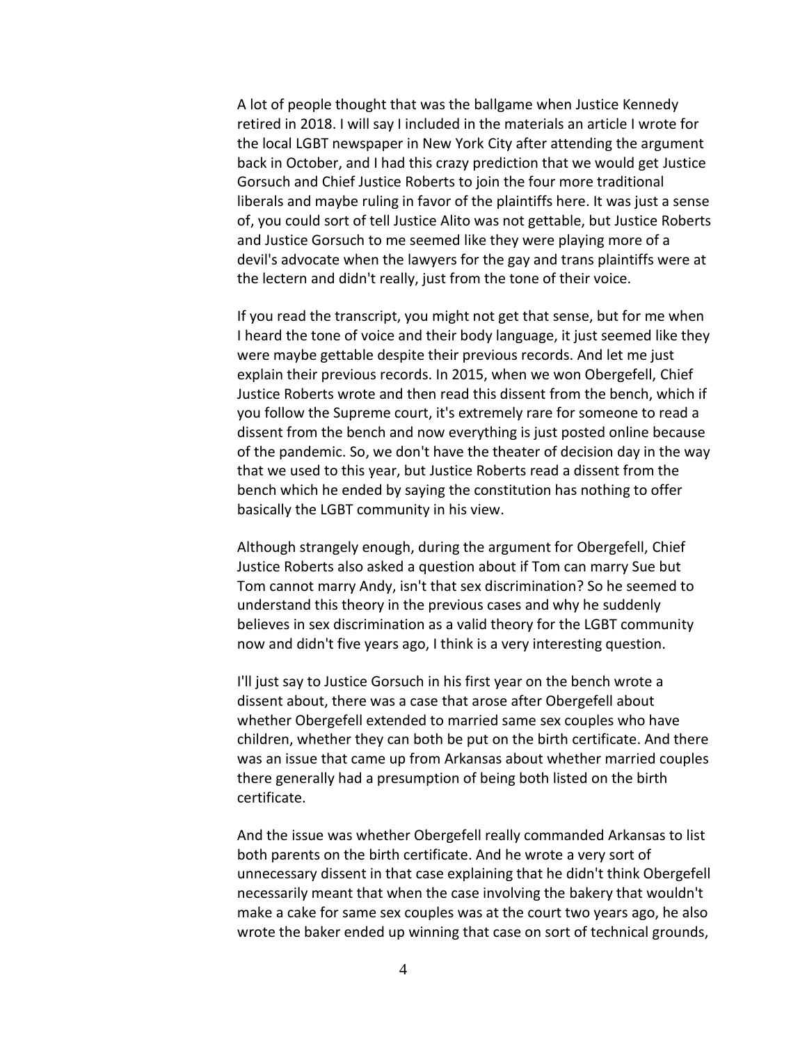A lot of people thought that was the ballgame when Justice Kennedy retired in 2018. I will say I included in the materials an article I wrote for the local LGBT newspaper in New York City after attending the argument back in October, and I had this crazy prediction that we would get Justice Gorsuch and Chief Justice Roberts to join the four more traditional liberals and maybe ruling in favor of the plaintiffs here. It was just a sense of, you could sort of tell Justice Alito was not gettable, but Justice Roberts and Justice Gorsuch to me seemed like they were playing more of a devil's advocate when the lawyers for the gay and trans plaintiffs were at the lectern and didn't really, just from the tone of their voice.

If you read the transcript, you might not get that sense, but for me when I heard the tone of voice and their body language, it just seemed like they were maybe gettable despite their previous records. And let me just explain their previous records. In 2015, when we won Obergefell, Chief Justice Roberts wrote and then read this dissent from the bench, which if you follow the Supreme court, it's extremely rare for someone to read a dissent from the bench and now everything is just posted online because of the pandemic. So, we don't have the theater of decision day in the way that we used to this year, but Justice Roberts read a dissent from the bench which he ended by saying the constitution has nothing to offer basically the LGBT community in his view.

Although strangely enough, during the argument for Obergefell, Chief Justice Roberts also asked a question about if Tom can marry Sue but Tom cannot marry Andy, isn't that sex discrimination? So he seemed to understand this theory in the previous cases and why he suddenly believes in sex discrimination as a valid theory for the LGBT community now and didn't five years ago, I think is a very interesting question.

I'll just say to Justice Gorsuch in his first year on the bench wrote a dissent about, there was a case that arose after Obergefell about whether Obergefell extended to married same sex couples who have children, whether they can both be put on the birth certificate. And there was an issue that came up from Arkansas about whether married couples there generally had a presumption of being both listed on the birth certificate.

And the issue was whether Obergefell really commanded Arkansas to list both parents on the birth certificate. And he wrote a very sort of unnecessary dissent in that case explaining that he didn't think Obergefell necessarily meant that when the case involving the bakery that wouldn't make a cake for same sex couples was at the court two years ago, he also wrote the baker ended up winning that case on sort of technical grounds,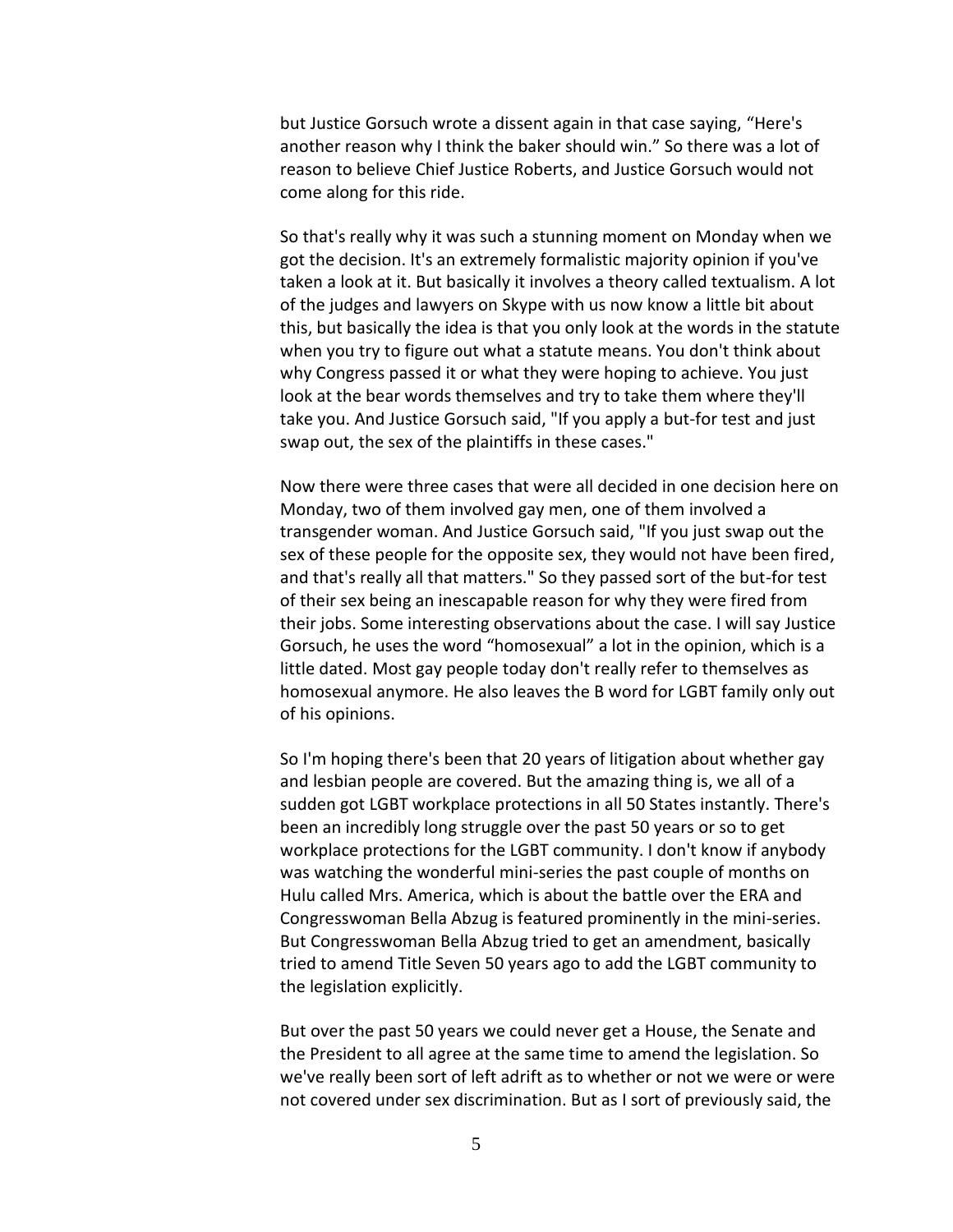but Justice Gorsuch wrote a dissent again in that case saying, “Here's another reason why I think the baker should win.” So there was a lot of reason to believe Chief Justice Roberts, and Justice Gorsuch would not come along for this ride.

So that's really why it was such a stunning moment on Monday when we got the decision. It's an extremely formalistic majority opinion if you've taken a look at it. But basically it involves a theory called textualism. A lot of the judges and lawyers on Skype with us now know a little bit about this, but basically the idea is that you only look at the words in the statute when you try to figure out what a statute means. You don't think about why Congress passed it or what they were hoping to achieve. You just look at the bear words themselves and try to take them where they'll take you. And Justice Gorsuch said, "If you apply a but-for test and just swap out, the sex of the plaintiffs in these cases."

Now there were three cases that were all decided in one decision here on Monday, two of them involved gay men, one of them involved a transgender woman. And Justice Gorsuch said, "If you just swap out the sex of these people for the opposite sex, they would not have been fired, and that's really all that matters." So they passed sort of the but-for test of their sex being an inescapable reason for why they were fired from their jobs. Some interesting observations about the case. I will say Justice Gorsuch, he uses the word “homosexual” a lot in the opinion, which is a little dated. Most gay people today don't really refer to themselves as homosexual anymore. He also leaves the B word for LGBT family only out of his opinions.

So I'm hoping there's been that 20 years of litigation about whether gay and lesbian people are covered. But the amazing thing is, we all of a sudden got LGBT workplace protections in all 50 States instantly. There's been an incredibly long struggle over the past 50 years or so to get workplace protections for the LGBT community. I don't know if anybody was watching the wonderful mini-series the past couple of months on Hulu called Mrs. America, which is about the battle over the ERA and Congresswoman Bella Abzug is featured prominently in the mini-series. But Congresswoman Bella Abzug tried to get an amendment, basically tried to amend Title Seven 50 years ago to add the LGBT community to the legislation explicitly.

But over the past 50 years we could never get a House, the Senate and the President to all agree at the same time to amend the legislation. So we've really been sort of left adrift as to whether or not we were or were not covered under sex discrimination. But as I sort of previously said, the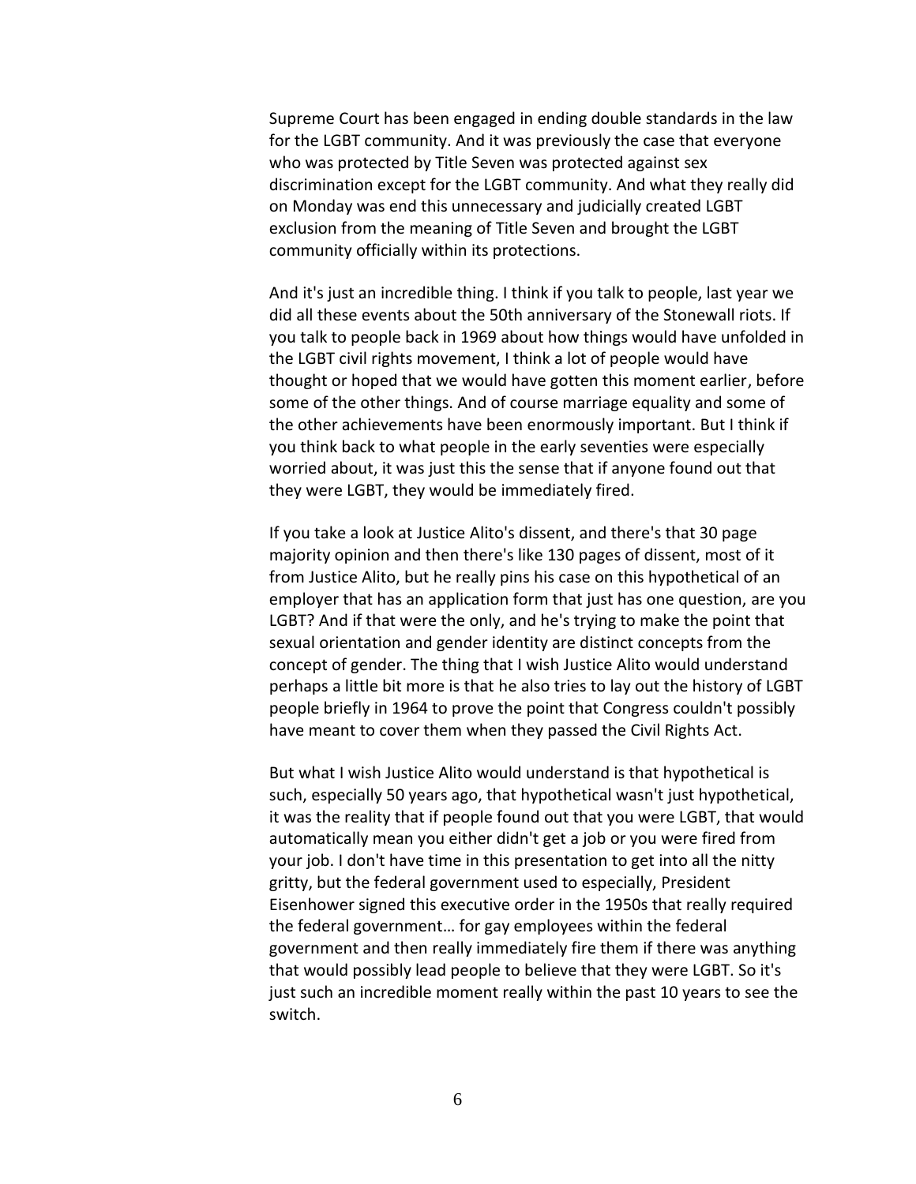Supreme Court has been engaged in ending double standards in the law for the LGBT community. And it was previously the case that everyone who was protected by Title Seven was protected against sex discrimination except for the LGBT community. And what they really did on Monday was end this unnecessary and judicially created LGBT exclusion from the meaning of Title Seven and brought the LGBT community officially within its protections.

And it's just an incredible thing. I think if you talk to people, last year we did all these events about the 50th anniversary of the Stonewall riots. If you talk to people back in 1969 about how things would have unfolded in the LGBT civil rights movement, I think a lot of people would have thought or hoped that we would have gotten this moment earlier, before some of the other things. And of course marriage equality and some of the other achievements have been enormously important. But I think if you think back to what people in the early seventies were especially worried about, it was just this the sense that if anyone found out that they were LGBT, they would be immediately fired.

If you take a look at Justice Alito's dissent, and there's that 30 page majority opinion and then there's like 130 pages of dissent, most of it from Justice Alito, but he really pins his case on this hypothetical of an employer that has an application form that just has one question, are you LGBT? And if that were the only, and he's trying to make the point that sexual orientation and gender identity are distinct concepts from the concept of gender. The thing that I wish Justice Alito would understand perhaps a little bit more is that he also tries to lay out the history of LGBT people briefly in 1964 to prove the point that Congress couldn't possibly have meant to cover them when they passed the Civil Rights Act.

But what I wish Justice Alito would understand is that hypothetical is such, especially 50 years ago, that hypothetical wasn't just hypothetical, it was the reality that if people found out that you were LGBT, that would automatically mean you either didn't get a job or you were fired from your job. I don't have time in this presentation to get into all the nitty gritty, but the federal government used to especially, President Eisenhower signed this executive order in the 1950s that really required the federal government… for gay employees within the federal government and then really immediately fire them if there was anything that would possibly lead people to believe that they were LGBT. So it's just such an incredible moment really within the past 10 years to see the switch.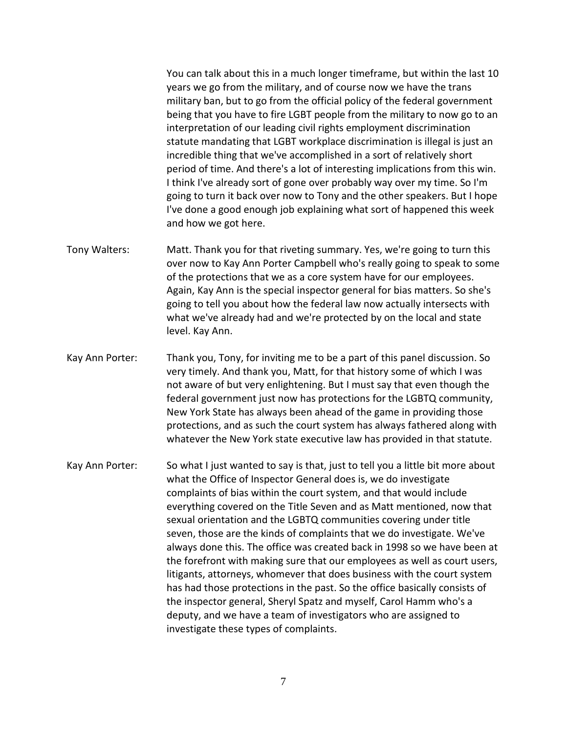You can talk about this in a much longer timeframe, but within the last 10 years we go from the military, and of course now we have the trans military ban, but to go from the official policy of the federal government being that you have to fire LGBT people from the military to now go to an interpretation of our leading civil rights employment discrimination statute mandating that LGBT workplace discrimination is illegal is just an incredible thing that we've accomplished in a sort of relatively short period of time. And there's a lot of interesting implications from this win. I think I've already sort of gone over probably way over my time. So I'm going to turn it back over now to Tony and the other speakers. But I hope I've done a good enough job explaining what sort of happened this week and how we got here.

Tony Walters: Matt. Thank you for that riveting summary. Yes, we're going to turn this over now to Kay Ann Porter Campbell who's really going to speak to some of the protections that we as a core system have for our employees. Again, Kay Ann is the special inspector general for bias matters. So she's going to tell you about how the federal law now actually intersects with what we've already had and we're protected by on the local and state level. Kay Ann.

Kay Ann Porter: Thank you, Tony, for inviting me to be a part of this panel discussion. So very timely. And thank you, Matt, for that history some of which I was not aware of but very enlightening. But I must say that even though the federal government just now has protections for the LGBTQ community, New York State has always been ahead of the game in providing those protections, and as such the court system has always fathered along with whatever the New York state executive law has provided in that statute.

Kay Ann Porter: So what I just wanted to say is that, just to tell you a little bit more about what the Office of Inspector General does is, we do investigate complaints of bias within the court system, and that would include everything covered on the Title Seven and as Matt mentioned, now that sexual orientation and the LGBTQ communities covering under title seven, those are the kinds of complaints that we do investigate. We've always done this. The office was created back in 1998 so we have been at the forefront with making sure that our employees as well as court users, litigants, attorneys, whomever that does business with the court system has had those protections in the past. So the office basically consists of the inspector general, Sheryl Spatz and myself, Carol Hamm who's a deputy, and we have a team of investigators who are assigned to investigate these types of complaints.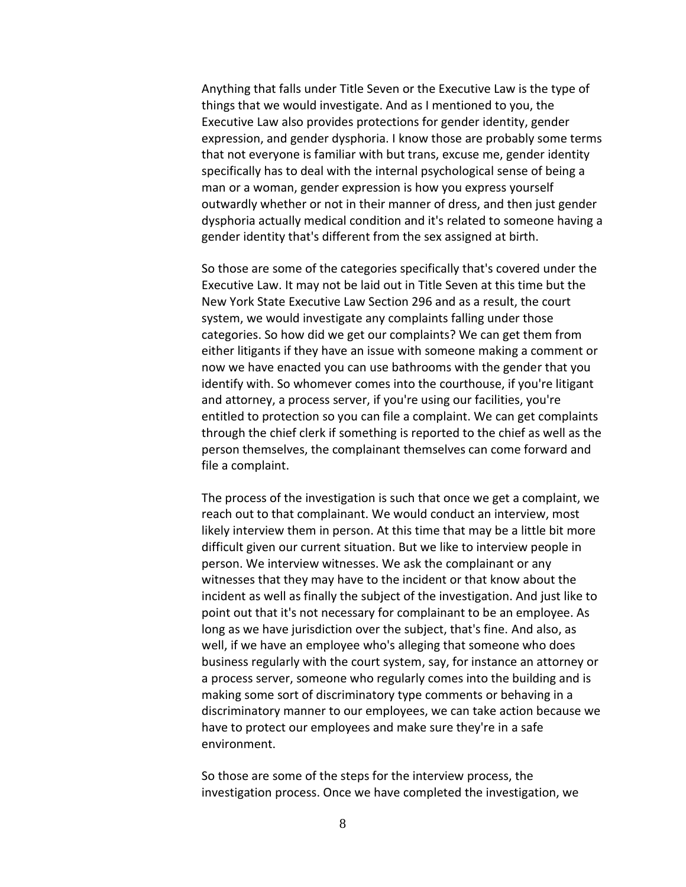Anything that falls under Title Seven or the Executive Law is the type of things that we would investigate. And as I mentioned to you, the Executive Law also provides protections for gender identity, gender expression, and gender dysphoria. I know those are probably some terms that not everyone is familiar with but trans, excuse me, gender identity specifically has to deal with the internal psychological sense of being a man or a woman, gender expression is how you express yourself outwardly whether or not in their manner of dress, and then just gender dysphoria actually medical condition and it's related to someone having a gender identity that's different from the sex assigned at birth.

So those are some of the categories specifically that's covered under the Executive Law. It may not be laid out in Title Seven at this time but the New York State Executive Law Section 296 and as a result, the court system, we would investigate any complaints falling under those categories. So how did we get our complaints? We can get them from either litigants if they have an issue with someone making a comment or now we have enacted you can use bathrooms with the gender that you identify with. So whomever comes into the courthouse, if you're litigant and attorney, a process server, if you're using our facilities, you're entitled to protection so you can file a complaint. We can get complaints through the chief clerk if something is reported to the chief as well as the person themselves, the complainant themselves can come forward and file a complaint.

The process of the investigation is such that once we get a complaint, we reach out to that complainant. We would conduct an interview, most likely interview them in person. At this time that may be a little bit more difficult given our current situation. But we like to interview people in person. We interview witnesses. We ask the complainant or any witnesses that they may have to the incident or that know about the incident as well as finally the subject of the investigation. And just like to point out that it's not necessary for complainant to be an employee. As long as we have jurisdiction over the subject, that's fine. And also, as well, if we have an employee who's alleging that someone who does business regularly with the court system, say, for instance an attorney or a process server, someone who regularly comes into the building and is making some sort of discriminatory type comments or behaving in a discriminatory manner to our employees, we can take action because we have to protect our employees and make sure they're in a safe environment.

So those are some of the steps for the interview process, the investigation process. Once we have completed the investigation, we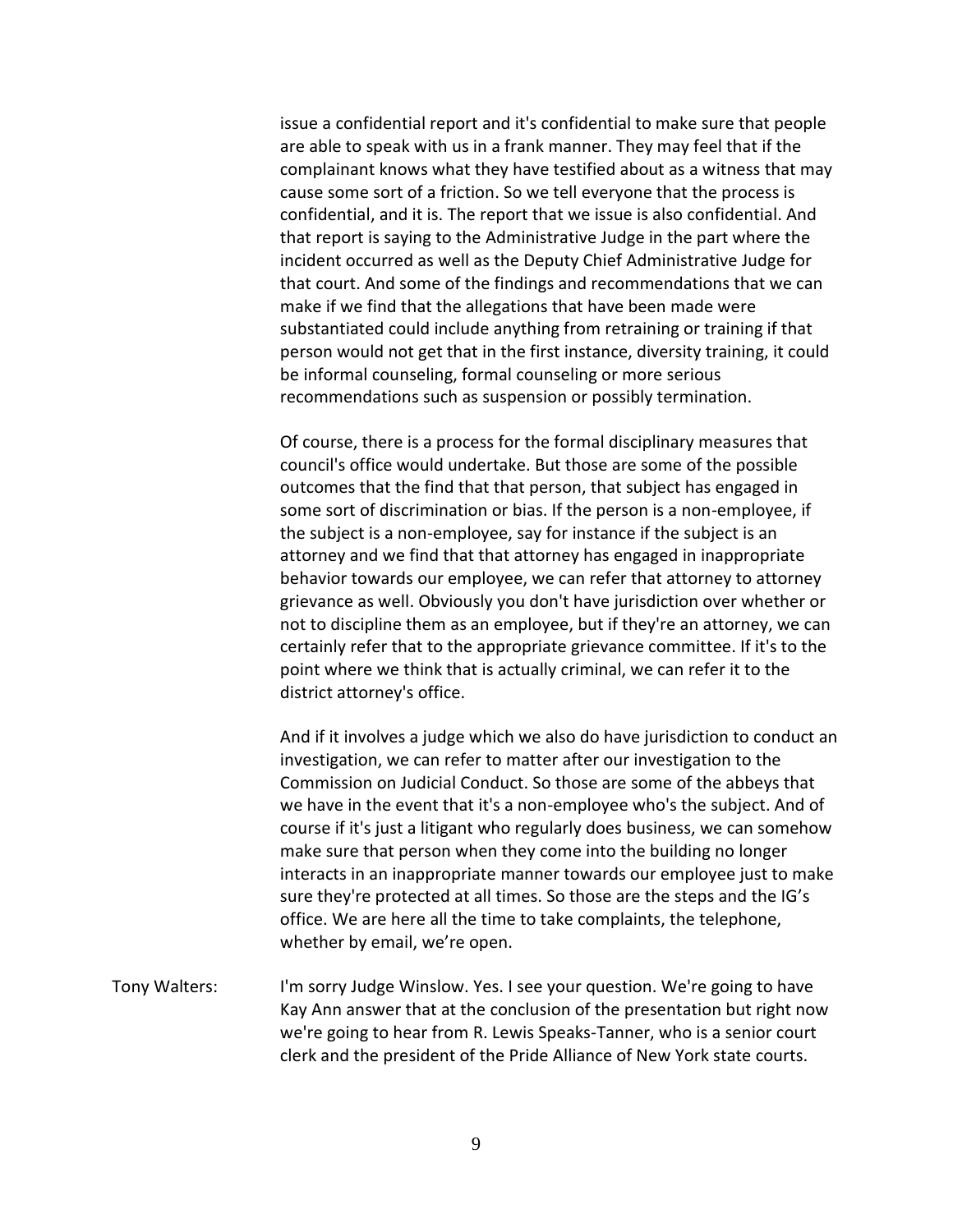issue a confidential report and it's confidential to make sure that people are able to speak with us in a frank manner. They may feel that if the complainant knows what they have testified about as a witness that may cause some sort of a friction. So we tell everyone that the process is confidential, and it is. The report that we issue is also confidential. And that report is saying to the Administrative Judge in the part where the incident occurred as well as the Deputy Chief Administrative Judge for that court. And some of the findings and recommendations that we can make if we find that the allegations that have been made were substantiated could include anything from retraining or training if that person would not get that in the first instance, diversity training, it could be informal counseling, formal counseling or more serious recommendations such as suspension or possibly termination.

Of course, there is a process for the formal disciplinary measures that council's office would undertake. But those are some of the possible outcomes that the find that that person, that subject has engaged in some sort of discrimination or bias. If the person is a non-employee, if the subject is a non-employee, say for instance if the subject is an attorney and we find that that attorney has engaged in inappropriate behavior towards our employee, we can refer that attorney to attorney grievance as well. Obviously you don't have jurisdiction over whether or not to discipline them as an employee, but if they're an attorney, we can certainly refer that to the appropriate grievance committee. If it's to the point where we think that is actually criminal, we can refer it to the district attorney's office.

And if it involves a judge which we also do have jurisdiction to conduct an investigation, we can refer to matter after our investigation to the Commission on Judicial Conduct. So those are some of the abbeys that we have in the event that it's a non-employee who's the subject. And of course if it's just a litigant who regularly does business, we can somehow make sure that person when they come into the building no longer interacts in an inappropriate manner towards our employee just to make sure they're protected at all times. So those are the steps and the IG's office. We are here all the time to take complaints, the telephone, whether by email, we're open.

Tony Walters: I'm sorry Judge Winslow. Yes. I see your question. We're going to have Kay Ann answer that at the conclusion of the presentation but right now we're going to hear from R. Lewis Speaks-Tanner, who is a senior court clerk and the president of the Pride Alliance of New York state courts.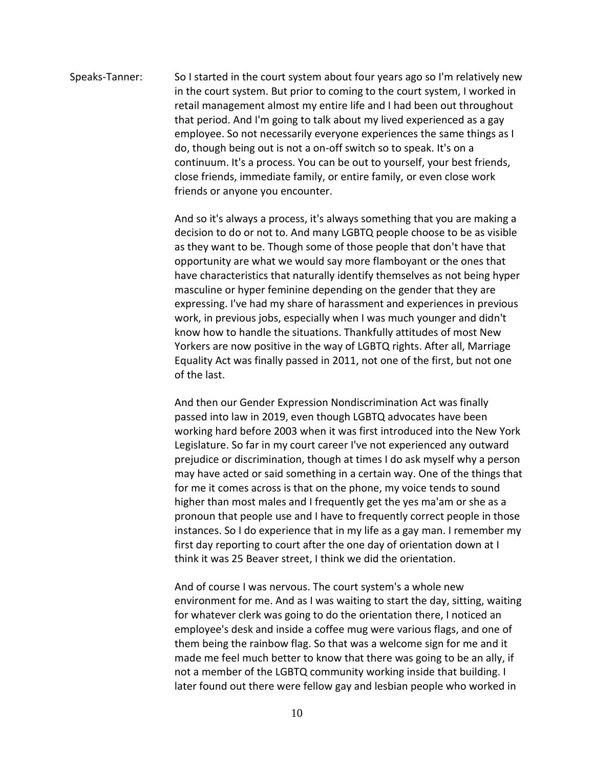Speaks-Tanner: So I started in the court system about four years ago so I'm relatively new in the court system. But prior to coming to the court system, I worked in retail management almost my entire life and I had been out throughout that period. And I'm going to talk about my lived experienced as a gay employee. So not necessarily everyone experiences the same things as I do, though being out is not a on-off switch so to speak. It's on a continuum. It's a process. You can be out to yourself, your best friends, close friends, immediate family, or entire family, or even close work friends or anyone you encounter.

And so it's always a process, it's always something that you are making a decision to do or not to. And many LGBTQ people choose to be as visible as they want to be. Though some of those people that don't have that opportunity are what we would say more flamboyant or the ones that have characteristics that naturally identify themselves as not being hyper masculine or hyper feminine depending on the gender that they are expressing. I've had my share of harassment and experiences in previous work, in previous jobs, especially when I was much younger and didn't know how to handle the situations. Thankfully attitudes of most New Yorkers are now positive in the way of LGBTQ rights. After all, Marriage Equality Act was finally passed in 2011, not one of the first, but not one of the last.

And then our Gender Expression Nondiscrimination Act was finally passed into law in 2019, even though LGBTQ advocates have been working hard before 2003 when it was first introduced into the New York Legislature. So far in my court career I've not experienced any outward prejudice or discrimination, though at times I do ask myself why a person may have acted or said something in a certain way. One of the things that for me it comes across is that on the phone, my voice tends to sound higher than most males and I frequently get the yes ma'am or she as a pronoun that people use and I have to frequently correct people in those instances. So I do experience that in my life as a gay man. I remember my first day reporting to court after the one day of orientation down at I think it was 25 Beaver street, I think we did the orientation.

And of course I was nervous. The court system's a whole new environment for me. And as I was waiting to start the day, sitting, waiting for whatever clerk was going to do the orientation there, I noticed an employee's desk and inside a coffee mug were various flags, and one of them being the rainbow flag. So that was a welcome sign for me and it made me feel much better to know that there was going to be an ally, if not a member of the LGBTQ community working inside that building. I later found out there were fellow gay and lesbian people who worked in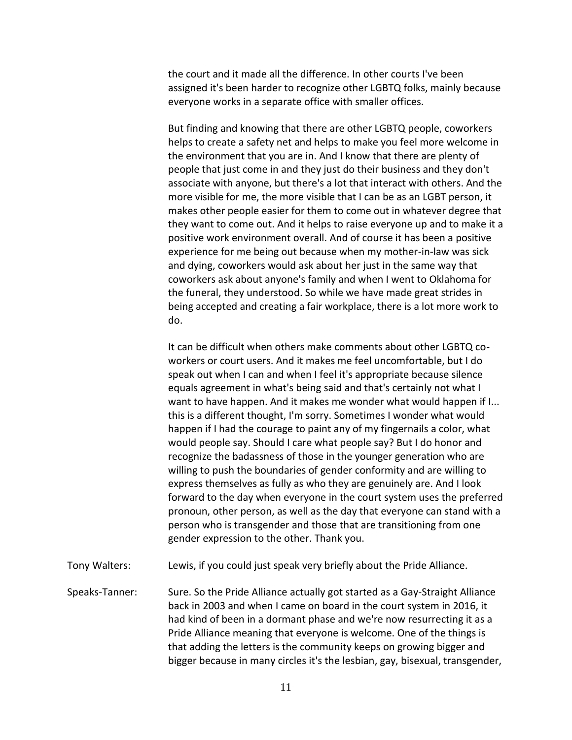the court and it made all the difference. In other courts I've been assigned it's been harder to recognize other LGBTQ folks, mainly because everyone works in a separate office with smaller offices.

But finding and knowing that there are other LGBTQ people, coworkers helps to create a safety net and helps to make you feel more welcome in the environment that you are in. And I know that there are plenty of people that just come in and they just do their business and they don't associate with anyone, but there's a lot that interact with others. And the more visible for me, the more visible that I can be as an LGBT person, it makes other people easier for them to come out in whatever degree that they want to come out. And it helps to raise everyone up and to make it a positive work environment overall. And of course it has been a positive experience for me being out because when my mother-in-law was sick and dying, coworkers would ask about her just in the same way that coworkers ask about anyone's family and when I went to Oklahoma for the funeral, they understood. So while we have made great strides in being accepted and creating a fair workplace, there is a lot more work to do.

It can be difficult when others make comments about other LGBTQ co-workers or court users. And it makes me feel uncomfortable, but I do speak out when I can and when I feel it's appropriate because silence equals agreement in what's being said and that's certainly not what I want to have happen. And it makes me wonder what would happen if I... this is a different thought, I'm sorry. Sometimes I wonder what would happen if I had the courage to paint any of my fingernails a color, what would people say. Should I care what people say? But I do honor and recognize the badassness of those in the younger generation who are willing to push the boundaries of gender conformity and are willing to express themselves as fully as who they are genuinely are. And I look forward to the day when everyone in the court system uses the preferred pronoun, other person, as well as the day that everyone can stand with a person who is transgender and those that are transitioning from one gender expression to the other. Thank you.

Tony Walters: Lewis, if you could just speak very briefly about the Pride Alliance.

Speaks-Tanner: Sure. So the Pride Alliance actually got started as a Gay-Straight Alliance back in 2003 and when I came on board in the court system in 2016, it had kind of been in a dormant phase and we're now resurrecting it as a Pride Alliance meaning that everyone is welcome. One of the things is that adding the letters is the community keeps on growing bigger and bigger because in many circles it's the lesbian, gay, bisexual, transgender,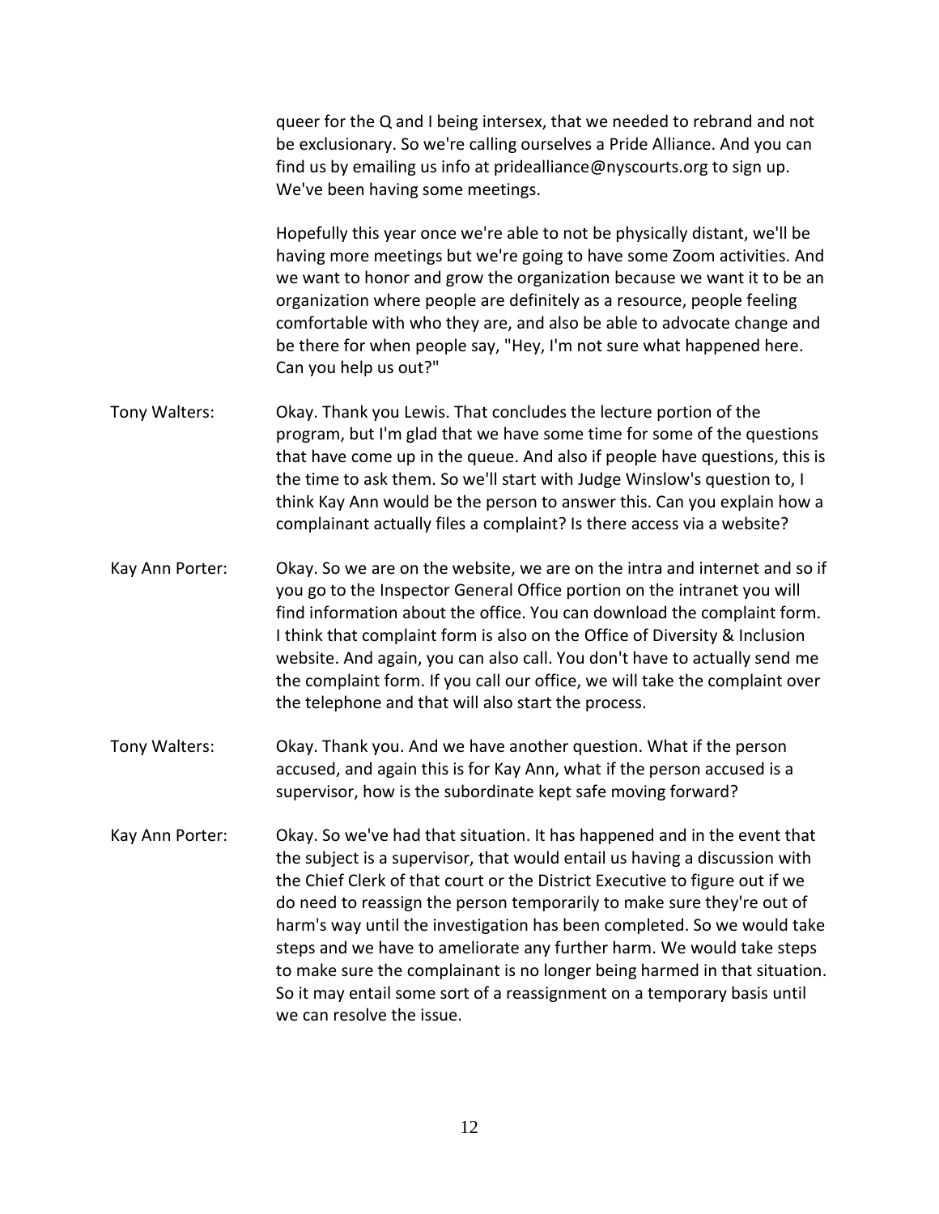queer for the Q and I being intersex, that we needed to rebrand and not be exclusionary. So we're calling ourselves a Pride Alliance. And you can find us by emailing us info at pridealliance@nyscourts.org to sign up. We've been having some meetings.

Hopefully this year once we're able to not be physically distant, we'll be having more meetings but we're going to have some Zoom activities. And we want to honor and grow the organization because we want it to be an organization where people are definitely as a resource, people feeling comfortable with who they are, and also be able to advocate change and be there for when people say, "Hey, I'm not sure what happened here. Can you help us out?"

Tony Walters: Okay. Thank you Lewis. That concludes the lecture portion of the program, but I'm glad that we have some time for some of the questions that have come up in the queue. And also if people have questions, this is the time to ask them. So we'll start with Judge Winslow's question to, I think Kay Ann would be the person to answer this. Can you explain how a complainant actually files a complaint? Is there access via a website?

Kay Ann Porter: Okay. So we are on the website, we are on the intra and internet and so if you go to the Inspector General Office portion on the intranet you will find information about the office. You can download the complaint form. I think that complaint form is also on the Office of Diversity & Inclusion website. And again, you can also call. You don't have to actually send me the complaint form. If you call our office, we will take the complaint over the telephone and that will also start the process.

Tony Walters: Okay. Thank you. And we have another question. What if the person accused, and again this is for Kay Ann, what if the person accused is a supervisor, how is the subordinate kept safe moving forward?

Kay Ann Porter: Okay. So we've had that situation. It has happened and in the event that the subject is a supervisor, that would entail us having a discussion with the Chief Clerk of that court or the District Executive to figure out if we do need to reassign the person temporarily to make sure they're out of harm's way until the investigation has been completed. So we would take steps and we have to ameliorate any further harm. We would take steps to make sure the complainant is no longer being harmed in that situation. So it may entail some sort of a reassignment on a temporary basis until we can resolve the issue.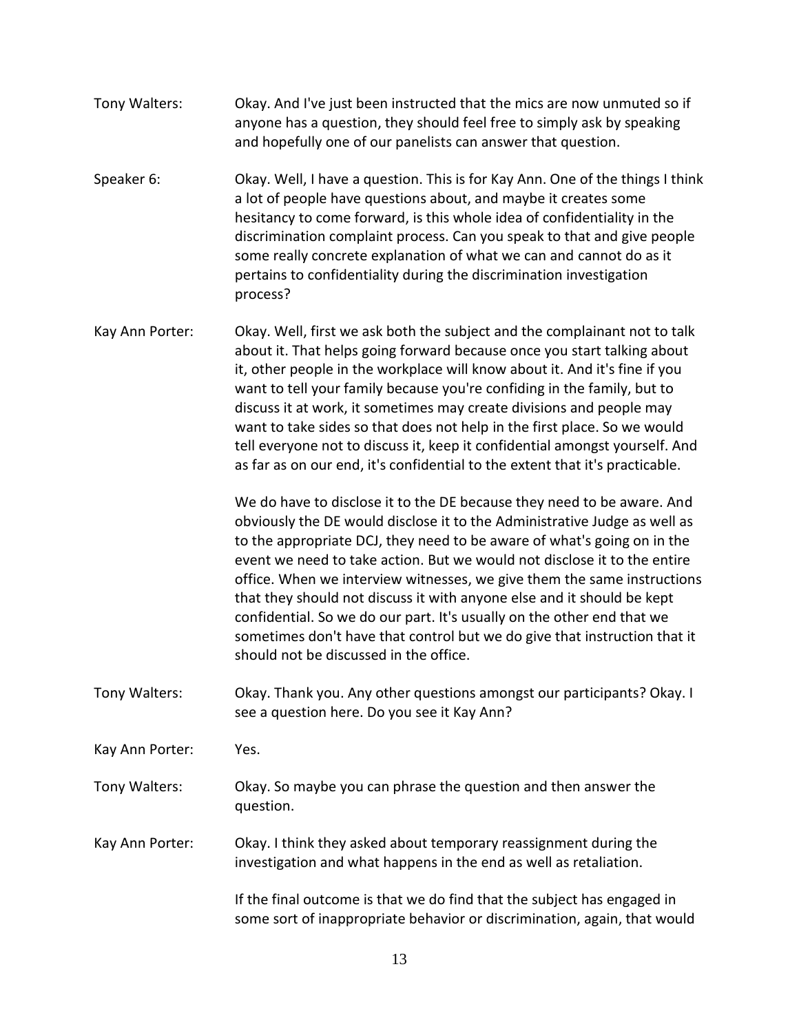Tony Walters: Okay. And I've just been instructed that the mics are now unmuted so if anyone has a question, they should feel free to simply ask by speaking and hopefully one of our panelists can answer that question.

Speaker 6: Okay. Well, I have a question. This is for Kay Ann. One of the things I think a lot of people have questions about, and maybe it creates some hesitancy to come forward, is this whole idea of confidentiality in the discrimination complaint process. Can you speak to that and give people some really concrete explanation of what we can and cannot do as it pertains to confidentiality during the discrimination investigation process?

Kay Ann Porter: Okay. Well, first we ask both the subject and the complainant not to talk about it. That helps going forward because once you start talking about it, other people in the workplace will know about it. And it's fine if you want to tell your family because you're confiding in the family, but to discuss it at work, it sometimes may create divisions and people may want to take sides so that does not help in the first place. So we would tell everyone not to discuss it, keep it confidential amongst yourself. And as far as on our end, it's confidential to the extent that it's practicable.

We do have to disclose it to the DE because they need to be aware. And obviously the DE would disclose it to the Administrative Judge as well as to the appropriate DCJ, they need to be aware of what's going on in the event we need to take action. But we would not disclose it to the entire office. When we interview witnesses, we give them the same instructions that they should not discuss it with anyone else and it should be kept confidential. So we do our part. It's usually on the other end that we sometimes don't have that control but we do give that instruction that it should not be discussed in the office.

Tony Walters: Okay. Thank you. Any other questions amongst our participants? Okay. I see a question here. Do you see it Kay Ann?

Kay Ann Porter: Yes.

Tony Walters: Okay. So maybe you can phrase the question and then answer the question.

Kay Ann Porter: Okay. I think they asked about temporary reassignment during the investigation and what happens in the end as well as retaliation.

If the final outcome is that we do find that the subject has engaged in some sort of inappropriate behavior or discrimination, again, that would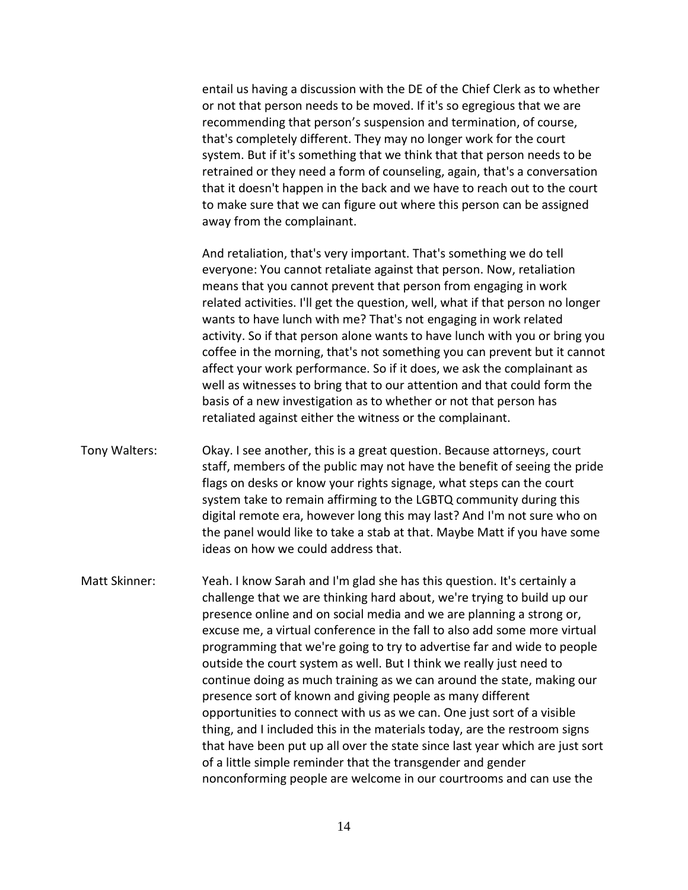entail us having a discussion with the DE of the Chief Clerk as to whether or not that person needs to be moved. If it's so egregious that we are recommending that person's suspension and termination, of course, that's completely different. They may no longer work for the court system. But if it's something that we think that that person needs to be retrained or they need a form of counseling, again, that's a conversation that it doesn't happen in the back and we have to reach out to the court to make sure that we can figure out where this person can be assigned away from the complainant.

And retaliation, that's very important. That's something we do tell everyone: You cannot retaliate against that person. Now, retaliation means that you cannot prevent that person from engaging in work related activities. I'll get the question, well, what if that person no longer wants to have lunch with me? That's not engaging in work related activity. So if that person alone wants to have lunch with you or bring you coffee in the morning, that's not something you can prevent but it cannot affect your work performance. So if it does, we ask the complainant as well as witnesses to bring that to our attention and that could form the basis of a new investigation as to whether or not that person has retaliated against either the witness or the complainant.

Tony Walters: Okay. I see another, this is a great question. Because attorneys, court staff, members of the public may not have the benefit of seeing the pride flags on desks or know your rights signage, what steps can the court system take to remain affirming to the LGBTQ community during this digital remote era, however long this may last? And I'm not sure who on the panel would like to take a stab at that. Maybe Matt if you have some ideas on how we could address that.

Matt Skinner: Yeah. I know Sarah and I'm glad she has this question. It's certainly a challenge that we are thinking hard about, we're trying to build up our presence online and on social media and we are planning a strong or, excuse me, a virtual conference in the fall to also add some more virtual programming that we're going to try to advertise far and wide to people outside the court system as well. But I think we really just need to continue doing as much training as we can around the state, making our presence sort of known and giving people as many different opportunities to connect with us as we can. One just sort of a visible thing, and I included this in the materials today, are the restroom signs that have been put up all over the state since last year which are just sort of a little simple reminder that the transgender and gender nonconforming people are welcome in our courtrooms and can use the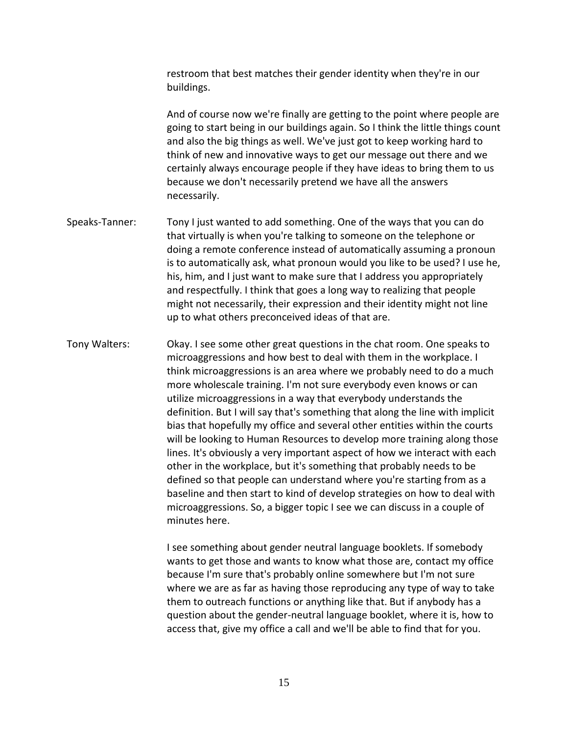restroom that best matches their gender identity when they're in our buildings.

And of course now we're finally are getting to the point where people are going to start being in our buildings again. So I think the little things count and also the big things as well. We've just got to keep working hard to think of new and innovative ways to get our message out there and we certainly always encourage people if they have ideas to bring them to us because we don't necessarily pretend we have all the answers necessarily.

Speaks-Tanner: Tony I just wanted to add something. One of the ways that you can do that virtually is when you're talking to someone on the telephone or doing a remote conference instead of automatically assuming a pronoun is to automatically ask, what pronoun would you like to be used? I use he, his, him, and I just want to make sure that I address you appropriately and respectfully. I think that goes a long way to realizing that people might not necessarily, their expression and their identity might not line up to what others preconceived ideas of that are.

Tony Walters: Okay. I see some other great questions in the chat room. One speaks to microaggressions and how best to deal with them in the workplace. I think microaggressions is an area where we probably need to do a much more wholescale training. I'm not sure everybody even knows or can utilize microaggressions in a way that everybody understands the definition. But I will say that's something that along the line with implicit bias that hopefully my office and several other entities within the courts will be looking to Human Resources to develop more training along those lines. It's obviously a very important aspect of how we interact with each other in the workplace, but it's something that probably needs to be defined so that people can understand where you're starting from as a baseline and then start to kind of develop strategies on how to deal with microaggressions. So, a bigger topic I see we can discuss in a couple of minutes here.

I see something about gender neutral language booklets. If somebody wants to get those and wants to know what those are, contact my office because I'm sure that's probably online somewhere but I'm not sure where we are as far as having those reproducing any type of way to take them to outreach functions or anything like that. But if anybody has a question about the gender-neutral language booklet, where it is, how to access that, give my office a call and we'll be able to find that for you.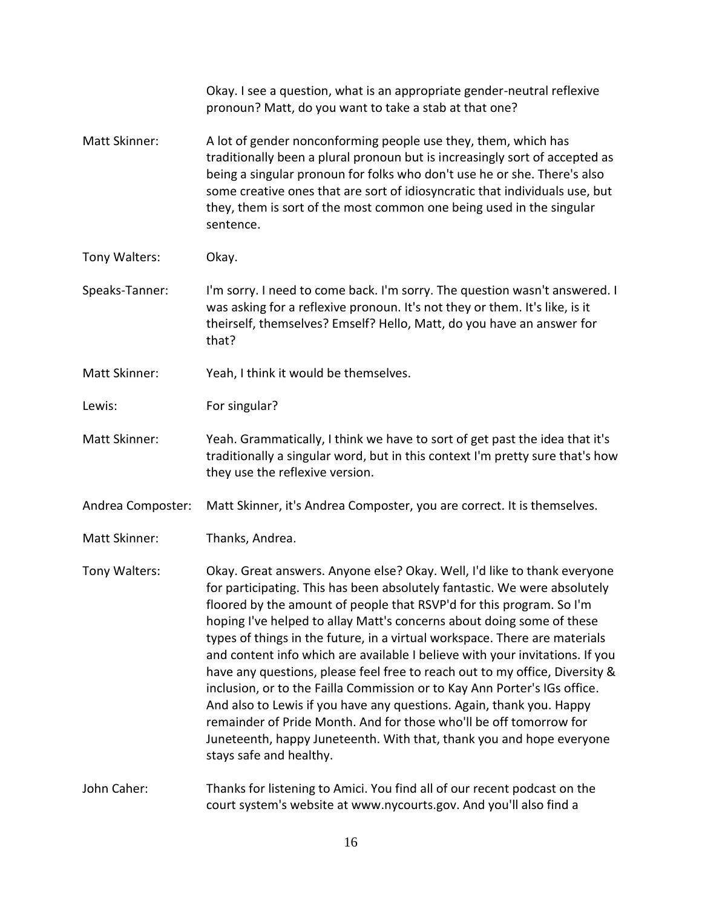Okay. I see a question, what is an appropriate gender-neutral reflexive pronoun? Matt, do you want to take a stab at that one?

Matt Skinner: A lot of gender nonconforming people use they, them, which has traditionally been a plural pronoun but is increasingly sort of accepted as being a singular pronoun for folks who don't use he or she. There's also some creative ones that are sort of idiosyncratic that individuals use, but they, them is sort of the most common one being used in the singular sentence.

Tony Walters: Okay.

Speaks-Tanner: I'm sorry. I need to come back. I'm sorry. The question wasn't answered. I was asking for a reflexive pronoun. It's not they or them. It's like, is it theirself, themselves? Emself? Hello, Matt, do you have an answer for that?

Matt Skinner: Yeah, I think it would be themselves.

Lewis: For singular?

Matt Skinner: Yeah. Grammatically, I think we have to sort of get past the idea that it's traditionally a singular word, but in this context I'm pretty sure that's how they use the reflexive version.

Andrea Composter: Matt Skinner, it's Andrea Composter, you are correct. It is themselves.

Matt Skinner: Thanks, Andrea.

Tony Walters: Okay. Great answers. Anyone else? Okay. Well, I'd like to thank everyone for participating. This has been absolutely fantastic. We were absolutely floored by the amount of people that RSVP'd for this program. So I'm hoping I've helped to allay Matt's concerns about doing some of these types of things in the future, in a virtual workspace. There are materials and content info which are available I believe with your invitations. If you have any questions, please feel free to reach out to my office, Diversity & inclusion, or to the Failla Commission or to Kay Ann Porter's IGs office. And also to Lewis if you have any questions. Again, thank you. Happy remainder of Pride Month. And for those who'll be off tomorrow for Juneteenth, happy Juneteenth. With that, thank you and hope everyone stays safe and healthy.

John Caher: Thanks for listening to Amici. You find all of our recent podcast on the court system's website at www.nycourts.gov. And you'll also find a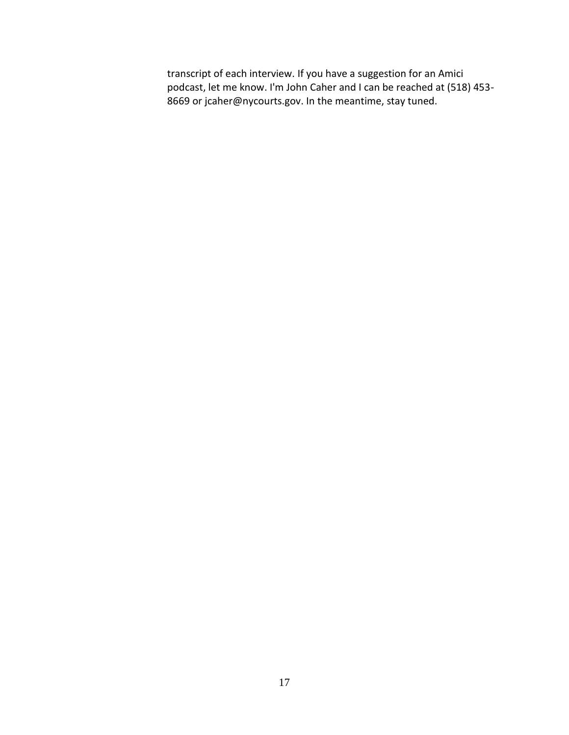transcript of each interview. If you have a suggestion for an Amici podcast, let me know. I'm John Caher and I can be reached at (518) 453-8669 or jcaher@nycourts.gov. In the meantime, stay tuned.